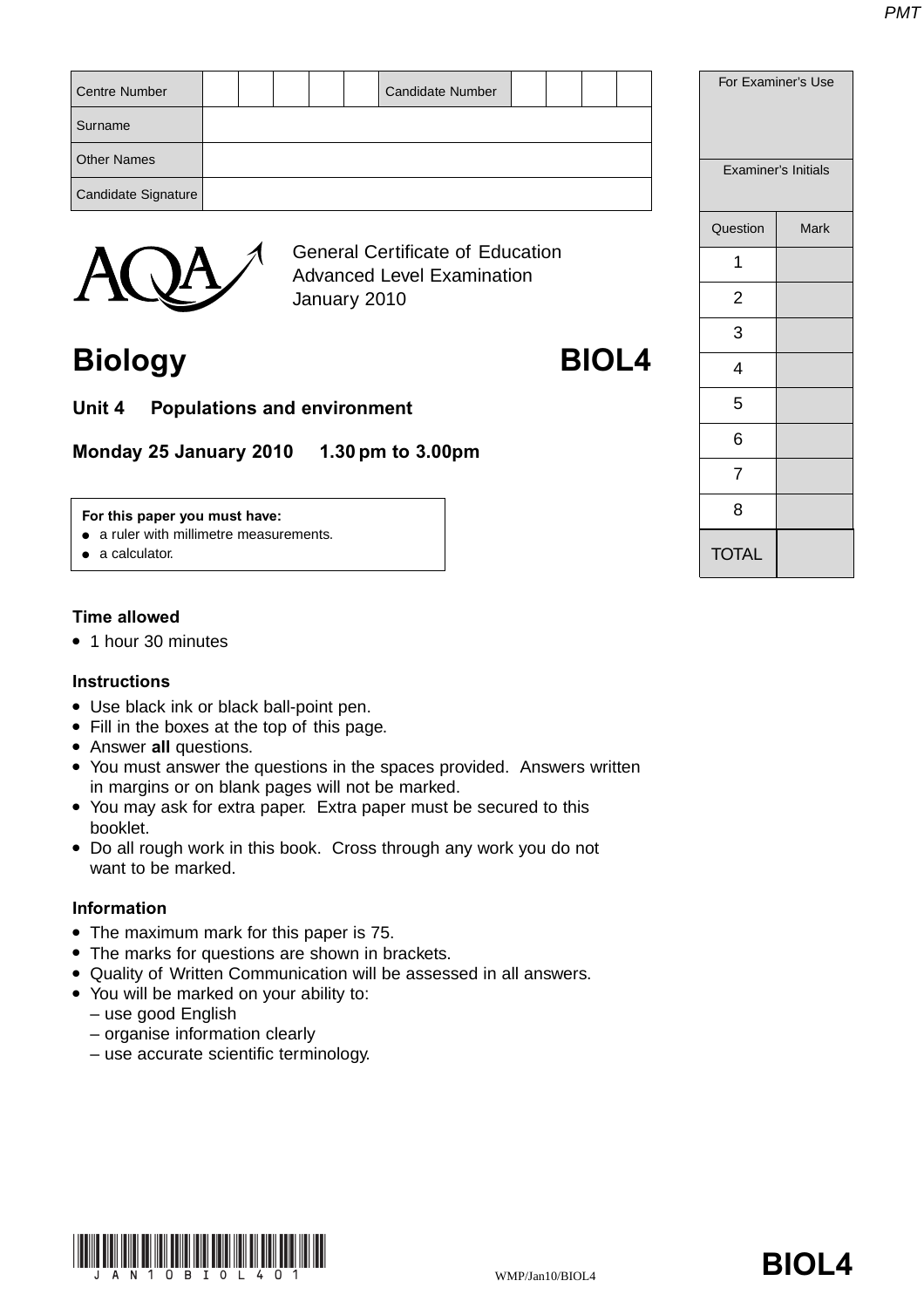| Centre Number | | | | | | Candidate Number | | | | |
|---|---|---|---|---|---|---|---|---|---|---|
| Surname | | | | | | | | | | |
| Other Names | | | | | | | | | | |
| Candidate Signature | | | | | | | | | | |

| For Examiner's Use | |
|---|---|
| Examiner's Initials | |
| Question | Mark |
| 1 | |
| 2 | |
| 3 | |
| 4 | |
| 5 | |
| 6 | |
| 7 | |
| 8 | |
| TOTAL | |

AQA

General Certificate of Education
Advanced Level Examination
January 2010

# Biology BIOL4

## Unit 4 Populations and environment

**Monday 25 January 2010 1.30 pm to 3.00pm**

**For this paper you must have:**
- a ruler with millimetre measurements.
- a calculator.

**Time allowed**
- 1 hour 30 minutes

**Instructions**
- Use black ink or black ball-point pen.
- Fill in the boxes at the top of this page.
- Answer **all** questions.
- You must answer the questions in the spaces provided. Answers written in margins or on blank pages will not be marked.
- You may ask for extra paper. Extra paper must be secured to this booklet.
- Do all rough work in this book. Cross through any work you do not want to be marked.

**Information**
- The maximum mark for this paper is 75.
- The marks for questions are shown in brackets.
- Quality of Written Communication will be assessed in all answers.
- You will be marked on your ability to:
  – use good English
  – organise information clearly
  – use accurate scientific terminology.

WMP/Jan10/BIOL4

**BIOL4**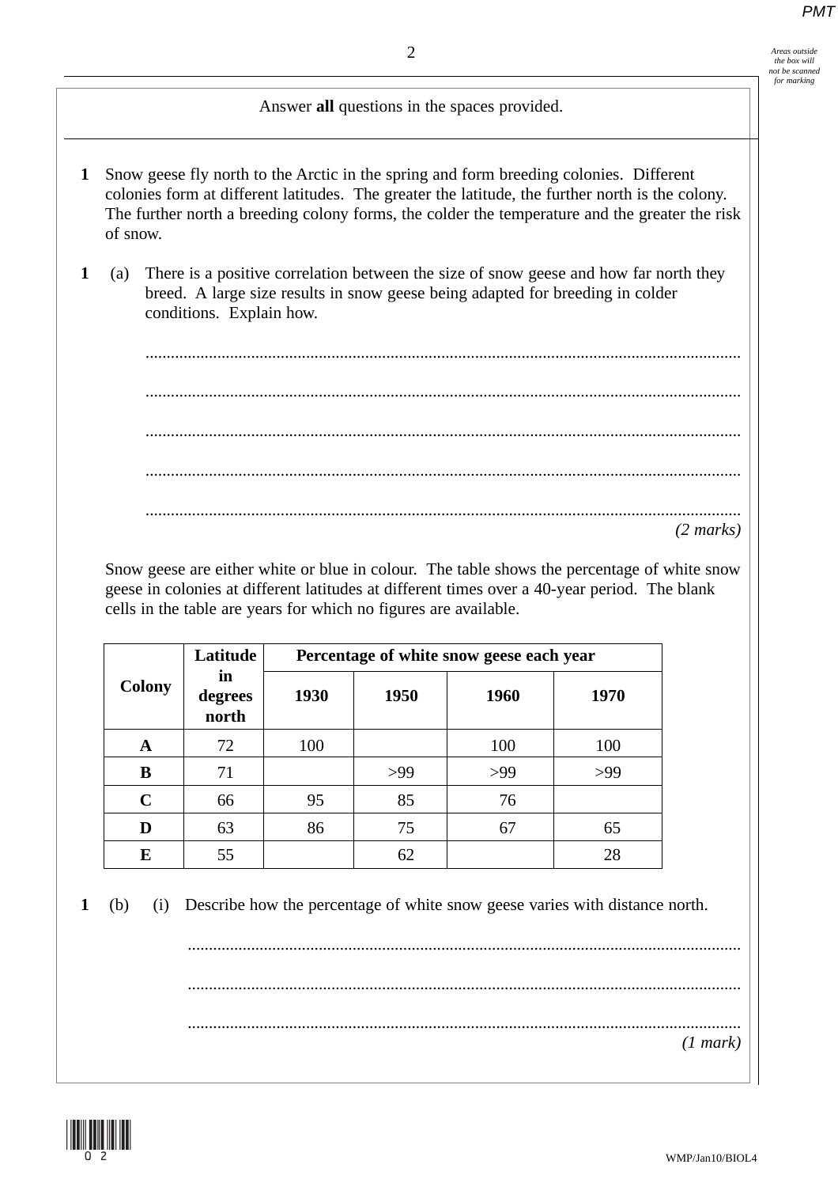Answer **all** questions in the spaces provided.

**1** Snow geese fly north to the Arctic in the spring and form breeding colonies. Different colonies form at different latitudes. The greater the latitude, the further north is the colony. The further north a breeding colony forms, the colder the temperature and the greater the risk of snow.

**1 (a)** There is a positive correlation between the size of snow geese and how far north they breed. A large size results in snow geese being adapted for breeding in colder conditions. Explain how.

.............................................................................................................................................

.............................................................................................................................................

.............................................................................................................................................

.............................................................................................................................................

.............................................................................................................................................

*(2 marks)*

Snow geese are either white or blue in colour. The table shows the percentage of white snow geese in colonies at different latitudes at different times over a 40-year period. The blank cells in the table are years for which no figures are available.

| Colony | Latitude in degrees north | Percentage of white snow geese each year | | | |
|---|---|---|---|---|---|
| | | 1930 | 1950 | 1960 | 1970 |
| A | 72 | 100 | | 100 | 100 |
| B | 71 | | >99 | >99 | >99 |
| C | 66 | 95 | 85 | 76 | |
| D | 63 | 86 | 75 | 67 | 65 |
| E | 55 | | 62 | | 28 |

**1 (b) (i)** Describe how the percentage of white snow geese varies with distance north.

.............................................................................................................................................

.............................................................................................................................................

.............................................................................................................................................

*(1 mark)*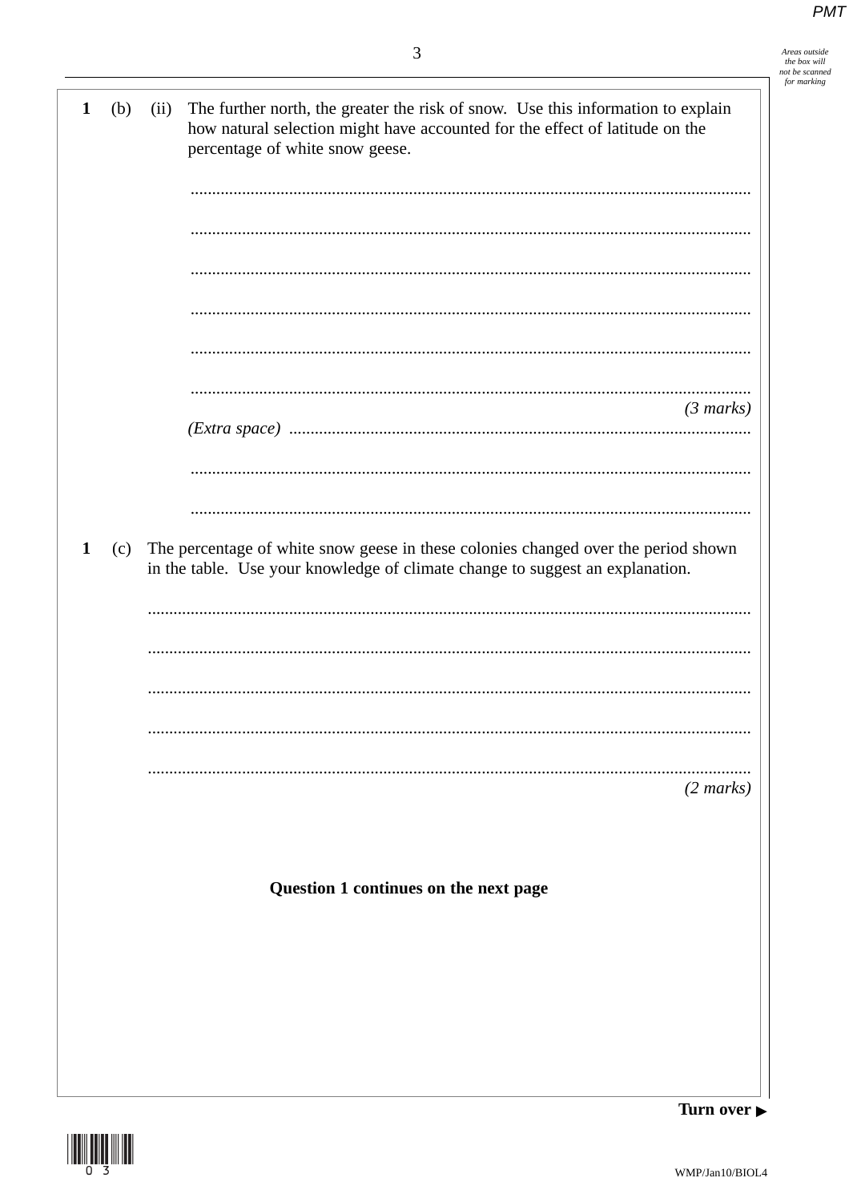**1 (b) (ii)** The further north, the greater the risk of snow. Use this information to explain how natural selection might have accounted for the effect of latitude on the percentage of white snow geese.

..........................................................................................................................................

..........................................................................................................................................

..........................................................................................................................................

..........................................................................................................................................

..........................................................................................................................................

..........................................................................................................................................

*(3 marks)*

*(Extra space)* ..........................................................................................................................................

..........................................................................................................................................

..........................................................................................................................................

**1 (c)** The percentage of white snow geese in these colonies changed over the period shown in the table. Use your knowledge of climate change to suggest an explanation.

..........................................................................................................................................

..........................................................................................................................................

..........................................................................................................................................

..........................................................................................................................................

..........................................................................................................................................

*(2 marks)*

**Question 1 continues on the next page**

**Turn over ►**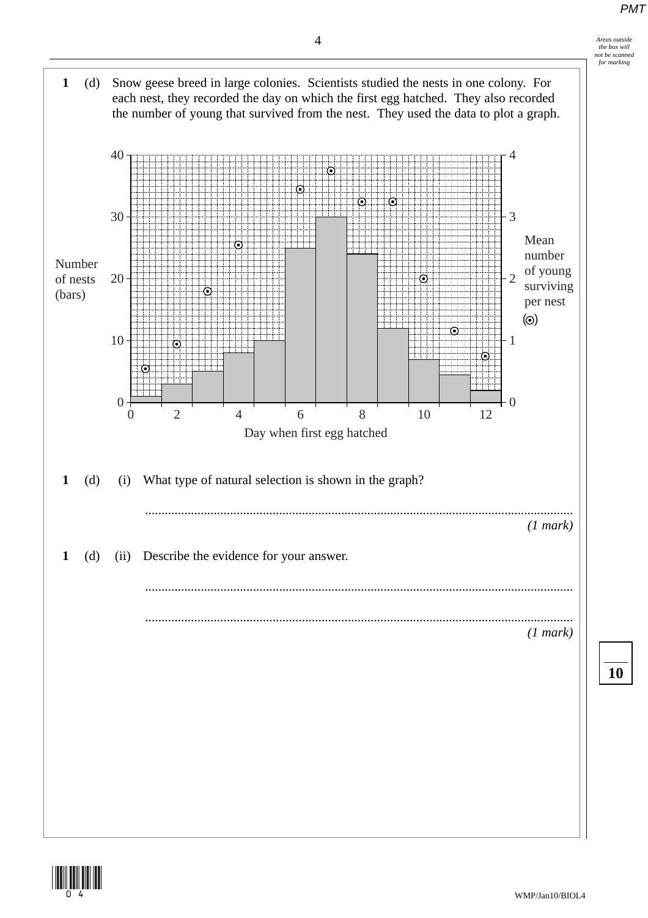**1 (d)** Snow geese breed in large colonies. Scientists studied the nests in one colony. For each nest, they recorded the day on which the first egg hatched. They also recorded the number of young that survived from the nest. They used the data to plot a graph.

**1 (d) (i)** What type of natural selection is shown in the graph?

.......................................................................................................................................

*(1 mark)*

**1 (d) (ii)** Describe the evidence for your answer.

.......................................................................................................................................

.......................................................................................................................................

*(1 mark)*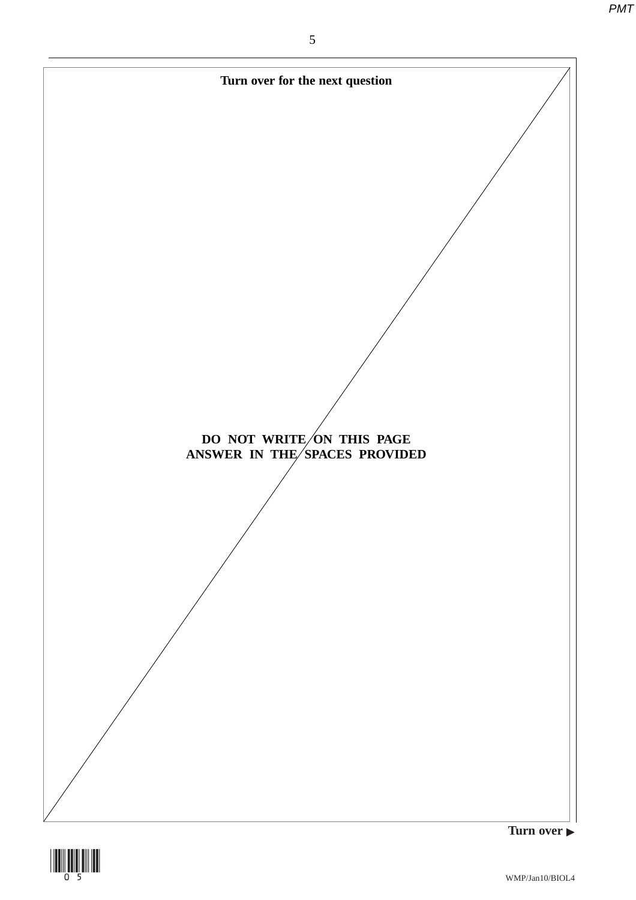**Turn over for the next question**

**DO NOT WRITE ON THIS PAGE**
**ANSWER IN THE SPACES PROVIDED**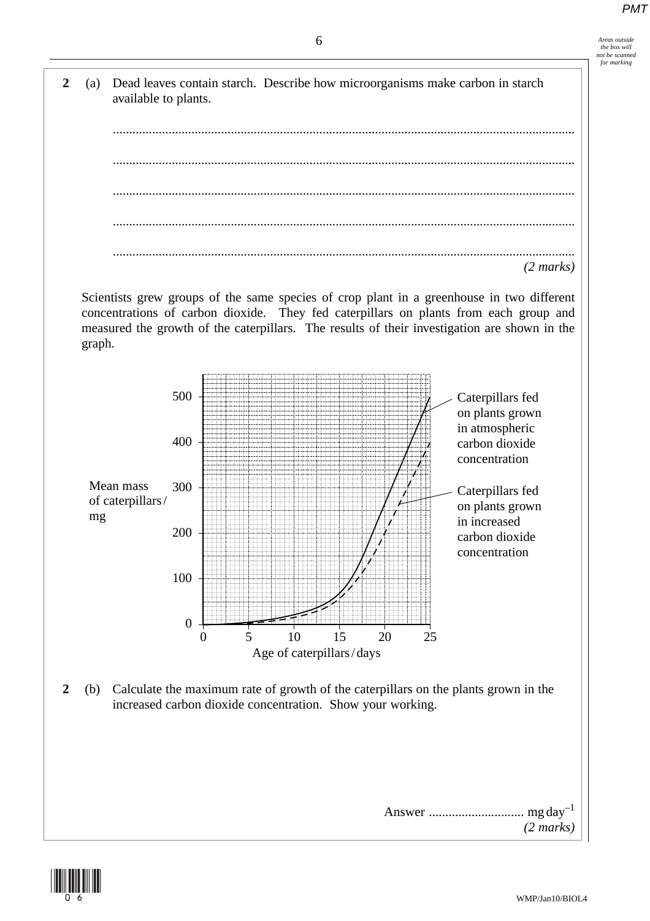**2** (a) Dead leaves contain starch. Describe how microorganisms make carbon in starch available to plants.

.............................................................................................................................................

.............................................................................................................................................

.............................................................................................................................................

.............................................................................................................................................

.............................................................................................................................................

*(2 marks)*

Scientists grew groups of the same species of crop plant in a greenhouse in two different concentrations of carbon dioxide. They fed caterpillars on plants from each group and measured the growth of the caterpillars. The results of their investigation are shown in the graph.

Graph: y-axis "Mean mass of caterpillars / mg" (0, 100, 200, 300, 400, 500); x-axis "Age of caterpillars / days" (0, 5, 10, 15, 20, 25).

- Solid line: Caterpillars fed on plants grown in atmospheric carbon dioxide concentration
- Dashed line: Caterpillars fed on plants grown in increased carbon dioxide concentration

**2** (b) Calculate the maximum rate of growth of the caterpillars on the plants grown in the increased carbon dioxide concentration. Show your working.

Answer ............................ mg day$^{-1}$

*(2 marks)*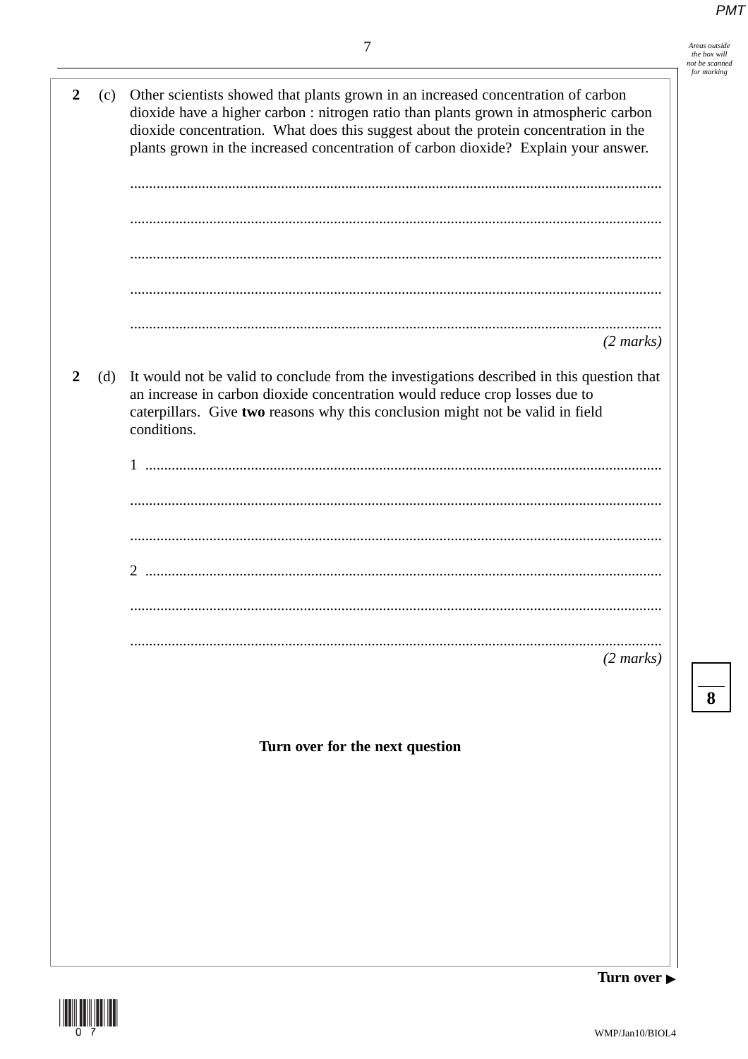**2** (c) Other scientists showed that plants grown in an increased concentration of carbon dioxide have a higher carbon : nitrogen ratio than plants grown in atmospheric carbon dioxide concentration. What does this suggest about the protein concentration in the plants grown in the increased concentration of carbon dioxide? Explain your answer.

............................................................................................................................................

............................................................................................................................................

............................................................................................................................................

............................................................................................................................................

............................................................................................................................................

*(2 marks)*

**2** (d) It would not be valid to conclude from the investigations described in this question that an increase in carbon dioxide concentration would reduce crop losses due to caterpillars. Give **two** reasons why this conclusion might not be valid in field conditions.

1 ........................................................................................................................................

............................................................................................................................................

............................................................................................................................................

2 ........................................................................................................................................

............................................................................................................................................

............................................................................................................................................

*(2 marks)*

**Turn over for the next question**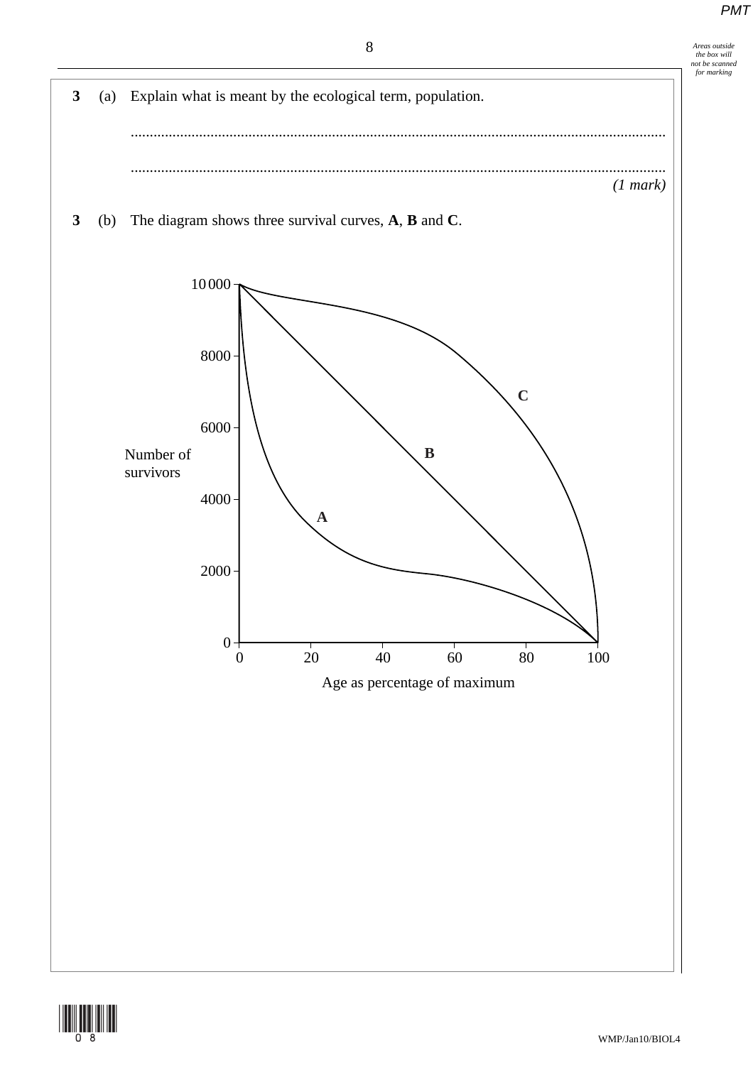**3** (a) Explain what is meant by the ecological term, population.

.............................................................................................................................................

.............................................................................................................................................

*(1 mark)*

**3** (b) The diagram shows three survival curves, **A**, **B** and **C**.

Number of survivors (0 – 10 000)

Age as percentage of maximum (0 – 100)

Curves labelled: A, B, C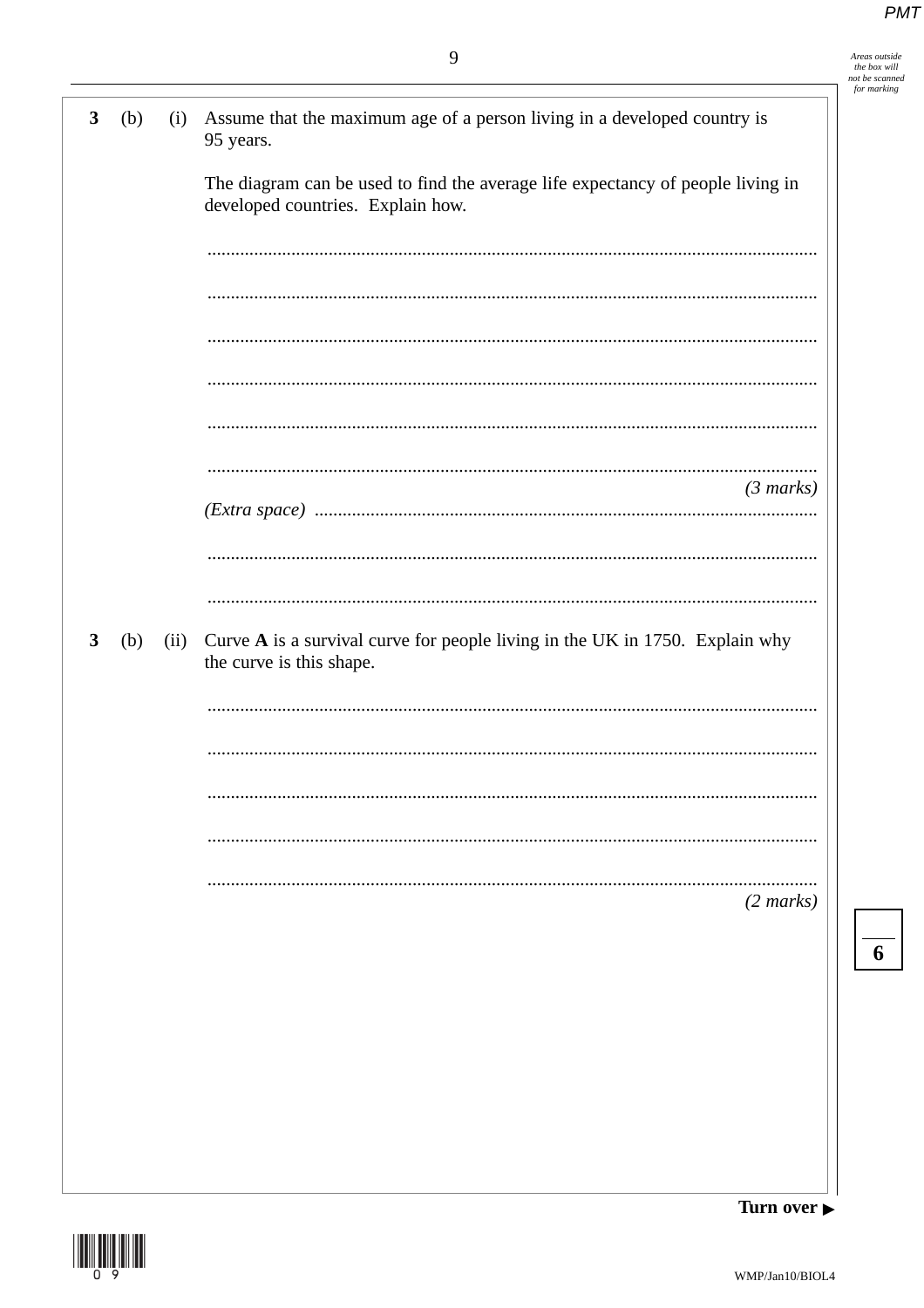**3 (b) (i)** Assume that the maximum age of a person living in a developed country is 95 years.

The diagram can be used to find the average life expectancy of people living in developed countries. Explain how.

.......................................................................................................................................

.......................................................................................................................................

.......................................................................................................................................

.......................................................................................................................................

.......................................................................................................................................

.......................................................................................................................................

*(3 marks)*

*(Extra space)* ..........................................................................................................

.......................................................................................................................................

.......................................................................................................................................

**3 (b) (ii)** Curve **A** is a survival curve for people living in the UK in 1750. Explain why the curve is this shape.

.......................................................................................................................................

.......................................................................................................................................

.......................................................................................................................................

.......................................................................................................................................

.......................................................................................................................................

*(2 marks)*

**Turn over ▶**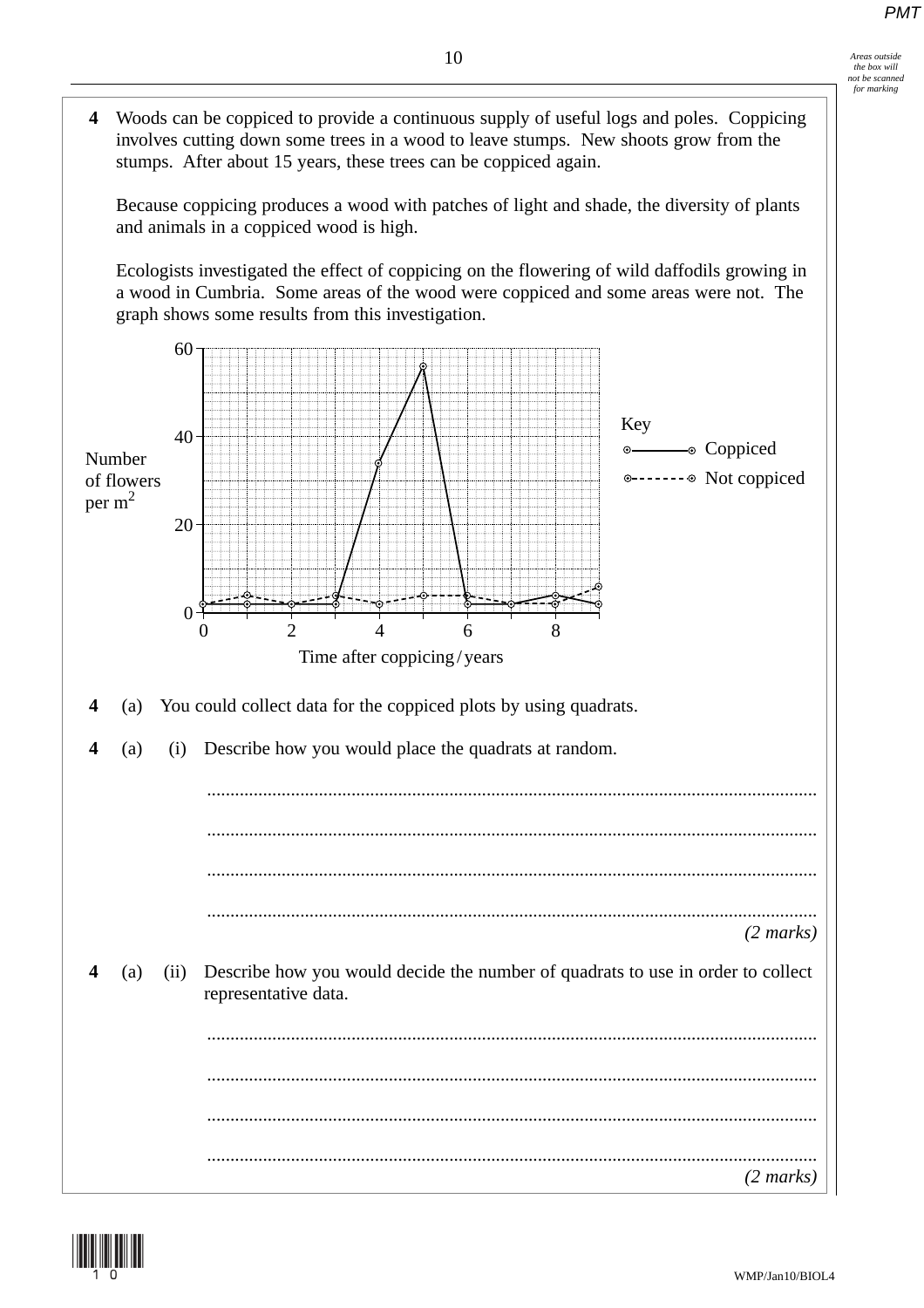**4** Woods can be coppiced to provide a continuous supply of useful logs and poles. Coppicing involves cutting down some trees in a wood to leave stumps. New shoots grow from the stumps. After about 15 years, these trees can be coppiced again.

Because coppicing produces a wood with patches of light and shade, the diversity of plants and animals in a coppiced wood is high.

Ecologists investigated the effect of coppicing on the flowering of wild daffodils growing in a wood in Cumbria. Some areas of the wood were coppiced and some areas were not. The graph shows some results from this investigation.

**4 (a)** You could collect data for the coppiced plots by using quadrats.

**4 (a) (i)** Describe how you would place the quadrats at random.

.............................................................................................................................

.............................................................................................................................

.............................................................................................................................

.............................................................................................................................

*(2 marks)*

**4 (a) (ii)** Describe how you would decide the number of quadrats to use in order to collect representative data.

.............................................................................................................................

.............................................................................................................................

.............................................................................................................................

.............................................................................................................................

*(2 marks)*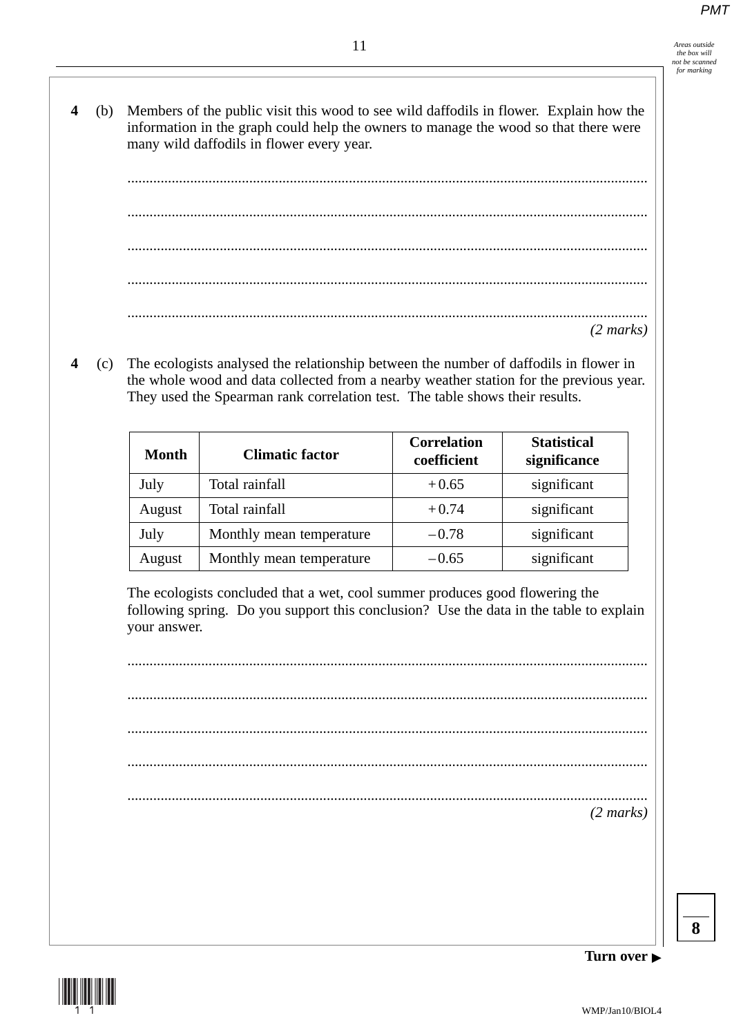**4** (b) Members of the public visit this wood to see wild daffodils in flower. Explain how the information in the graph could help the owners to manage the wood so that there were many wild daffodils in flower every year.

............................................................................................................................................

............................................................................................................................................

............................................................................................................................................

............................................................................................................................................

............................................................................................................................................

*(2 marks)*

**4** (c) The ecologists analysed the relationship between the number of daffodils in flower in the whole wood and data collected from a nearby weather station for the previous year. They used the Spearman rank correlation test. The table shows their results.

| Month | Climatic factor | Correlation coefficient | Statistical significance |
|---|---|---|---|
| July | Total rainfall | + 0.65 | significant |
| August | Total rainfall | + 0.74 | significant |
| July | Monthly mean temperature | – 0.78 | significant |
| August | Monthly mean temperature | – 0.65 | significant |

The ecologists concluded that a wet, cool summer produces good flowering the following spring. Do you support this conclusion? Use the data in the table to explain your answer.

............................................................................................................................................

............................................................................................................................................

............................................................................................................................................

............................................................................................................................................

............................................................................................................................................

*(2 marks)*

**8**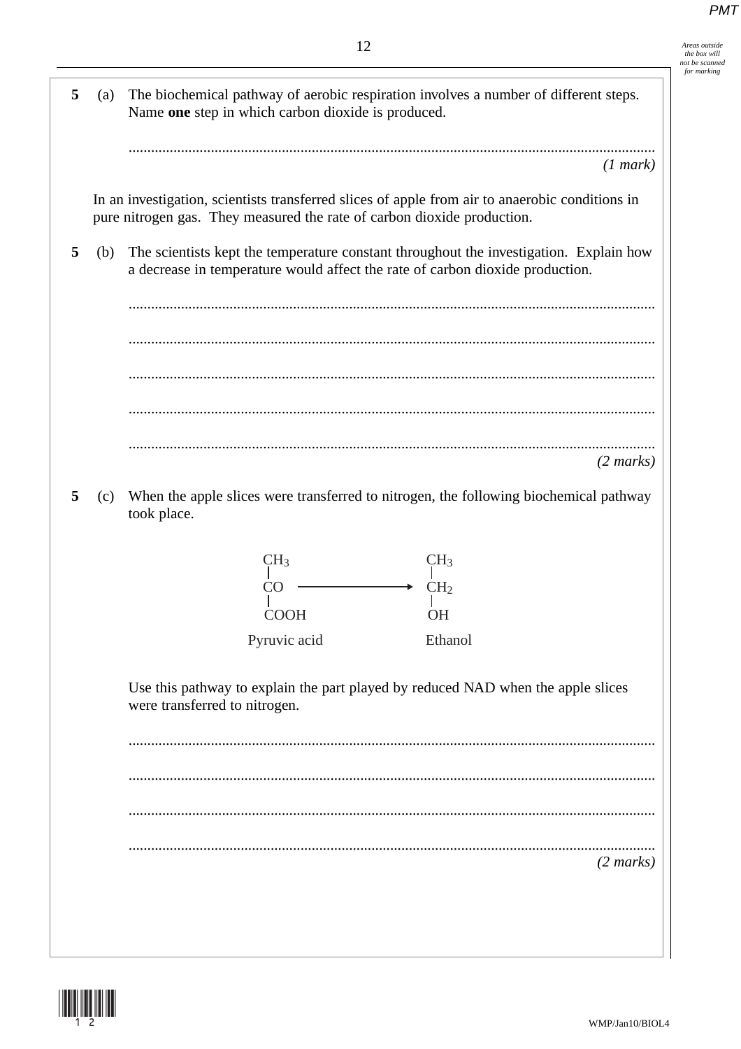**5** (a) The biochemical pathway of aerobic respiration involves a number of different steps. Name **one** step in which carbon dioxide is produced.

.............................................................................................................................................

*(1 mark)*

In an investigation, scientists transferred slices of apple from air to anaerobic conditions in pure nitrogen gas. They measured the rate of carbon dioxide production.

**5** (b) The scientists kept the temperature constant throughout the investigation. Explain how a decrease in temperature would affect the rate of carbon dioxide production.

.............................................................................................................................................

.............................................................................................................................................

.............................................................................................................................................

.............................................................................................................................................

.............................................................................................................................................

*(2 marks)*

**5** (c) When the apple slices were transferred to nitrogen, the following biochemical pathway took place.

$$
\begin{array}{c}
CH_3 \\
| \\
CO \\
| \\
COOH
\end{array}
\longrightarrow
\begin{array}{c}
CH_3 \\
| \\
CH_2 \\
| \\
OH
\end{array}
$$

Pyruvic acid → Ethanol

Use this pathway to explain the part played by reduced NAD when the apple slices were transferred to nitrogen.

.............................................................................................................................................

.............................................................................................................................................

.............................................................................................................................................

.............................................................................................................................................

*(2 marks)*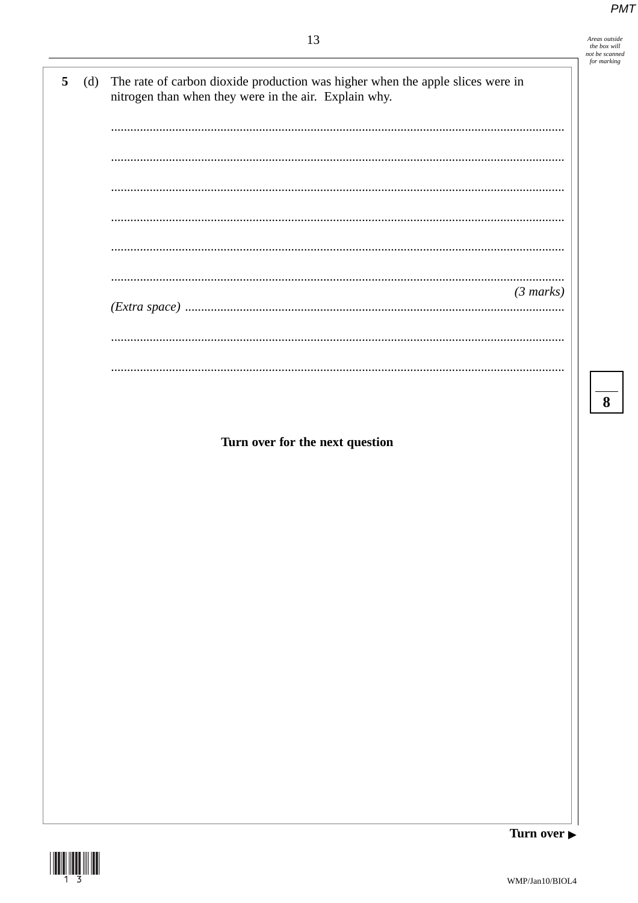**5** (d) The rate of carbon dioxide production was higher when the apple slices were in nitrogen than when they were in the air. Explain why.

.............................................................................................................................................

.............................................................................................................................................

.............................................................................................................................................

.............................................................................................................................................

.............................................................................................................................................

.............................................................................................................................................

*(3 marks)*

*(Extra space)* ..........................................................................................................................

.............................................................................................................................................

.............................................................................................................................................

**8**

**Turn over for the next question**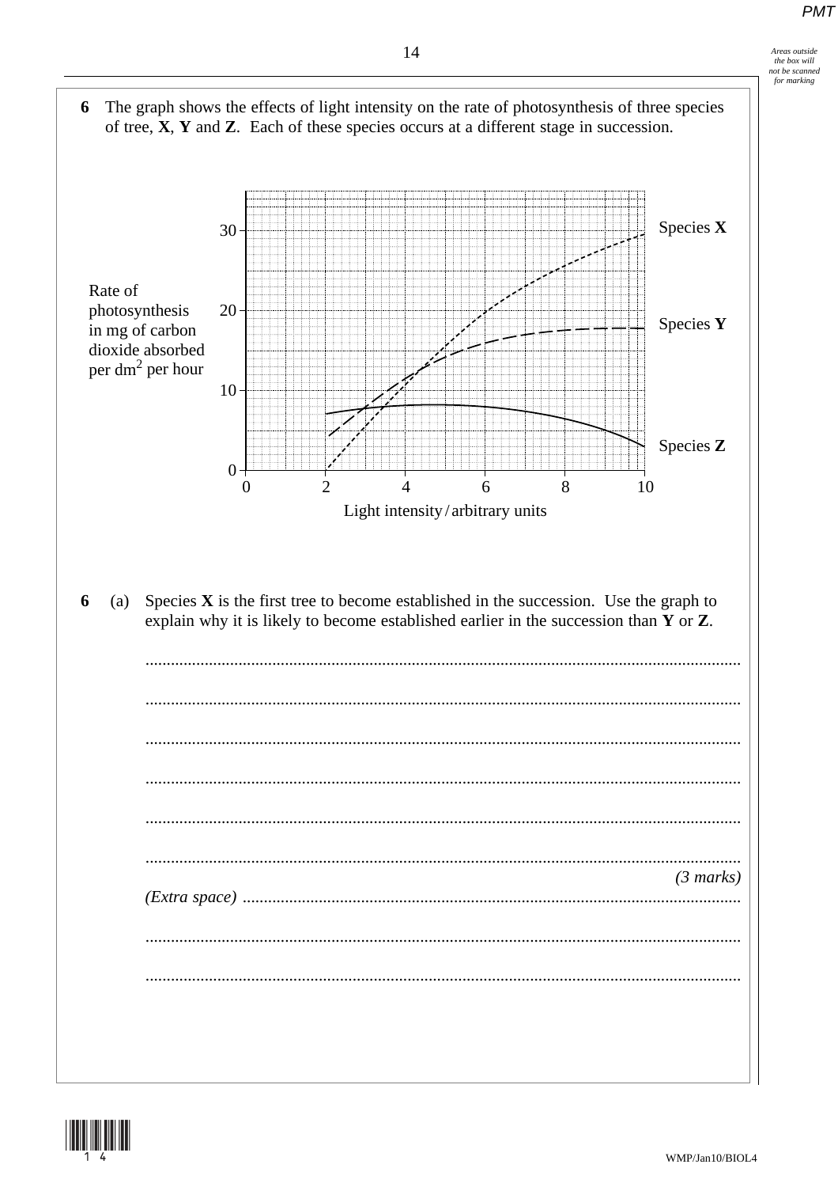**6** The graph shows the effects of light intensity on the rate of photosynthesis of three species of tree, **X**, **Y** and **Z**. Each of these species occurs at a different stage in succession.

Rate of photosynthesis in mg of carbon dioxide absorbed per $dm^2$ per hour

Species **X**

Species **Y**

Species **Z**

Light intensity / arbitrary units

**6** (a) Species **X** is the first tree to become established in the succession. Use the graph to explain why it is likely to become established earlier in the succession than **Y** or **Z**.

.............................................................................................................................................

.............................................................................................................................................

.............................................................................................................................................

.............................................................................................................................................

.............................................................................................................................................

.............................................................................................................................................

*(3 marks)*

*(Extra space)* .............................................................................................................................................

.............................................................................................................................................

.............................................................................................................................................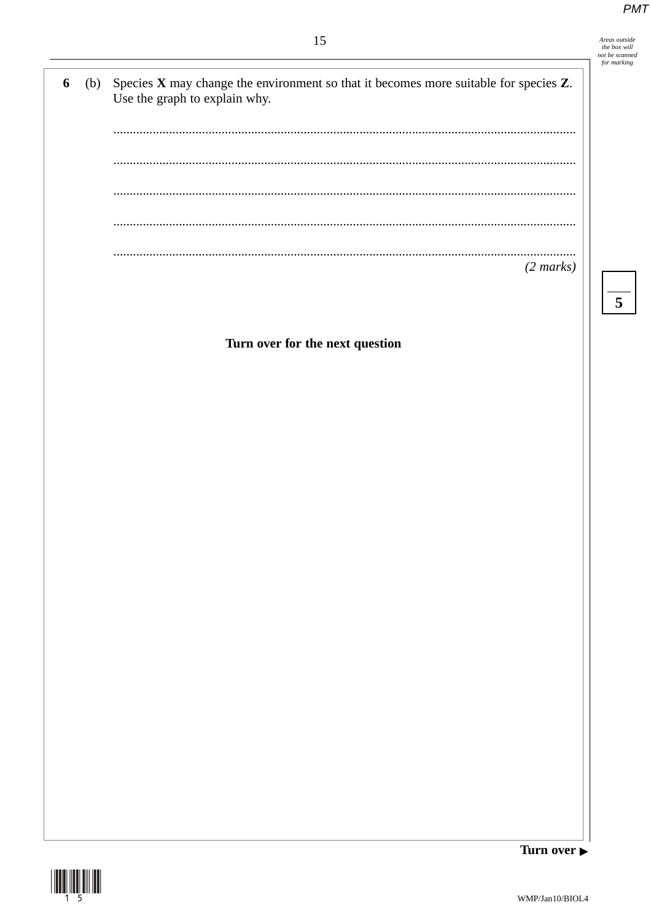**6** (b) Species **X** may change the environment so that it becomes more suitable for species **Z**. Use the graph to explain why.

.............................................................................................................................................

.............................................................................................................................................

.............................................................................................................................................

.............................................................................................................................................

.............................................................................................................................................

*(2 marks)*

**Turn over for the next question**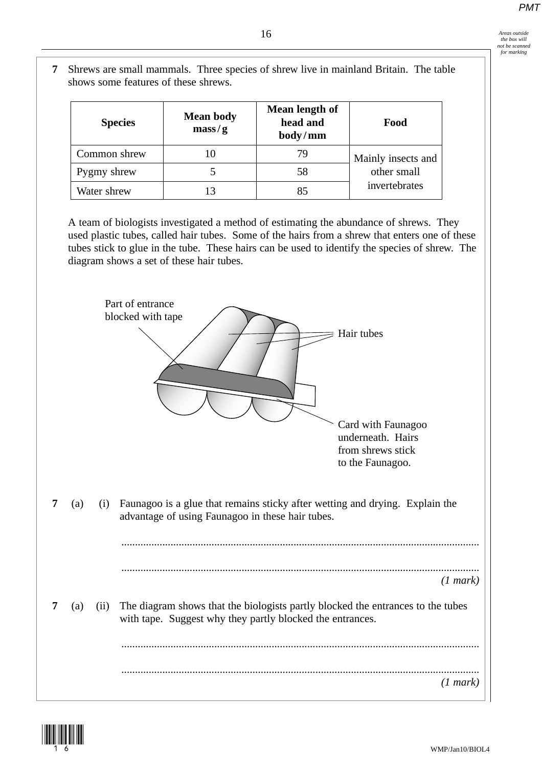**7** Shrews are small mammals. Three species of shrew live in mainland Britain. The table shows some features of these shrews.

| Species | Mean body mass / g | Mean length of head and body / mm | Food |
|---|---|---|---|
| Common shrew | 10 | 79 | Mainly insects and other small invertebrates |
| Pygmy shrew | 5 | 58 | |
| Water shrew | 13 | 85 | |

A team of biologists investigated a method of estimating the abundance of shrews. They used plastic tubes, called hair tubes. Some of the hairs from a shrew that enters one of these tubes stick to glue in the tube. These hairs can be used to identify the species of shrew. The diagram shows a set of these hair tubes.

Part of entrance blocked with tape

Hair tubes

Card with Faunagoo underneath. Hairs from shrews stick to the Faunagoo.

**7 (a) (i)** Faunagoo is a glue that remains sticky after wetting and drying. Explain the advantage of using Faunagoo in these hair tubes.

.............................................................................................................................

.............................................................................................................................
*(1 mark)*

**7 (a) (ii)** The diagram shows that the biologists partly blocked the entrances to the tubes with tape. Suggest why they partly blocked the entrances.

.............................................................................................................................

.............................................................................................................................
*(1 mark)*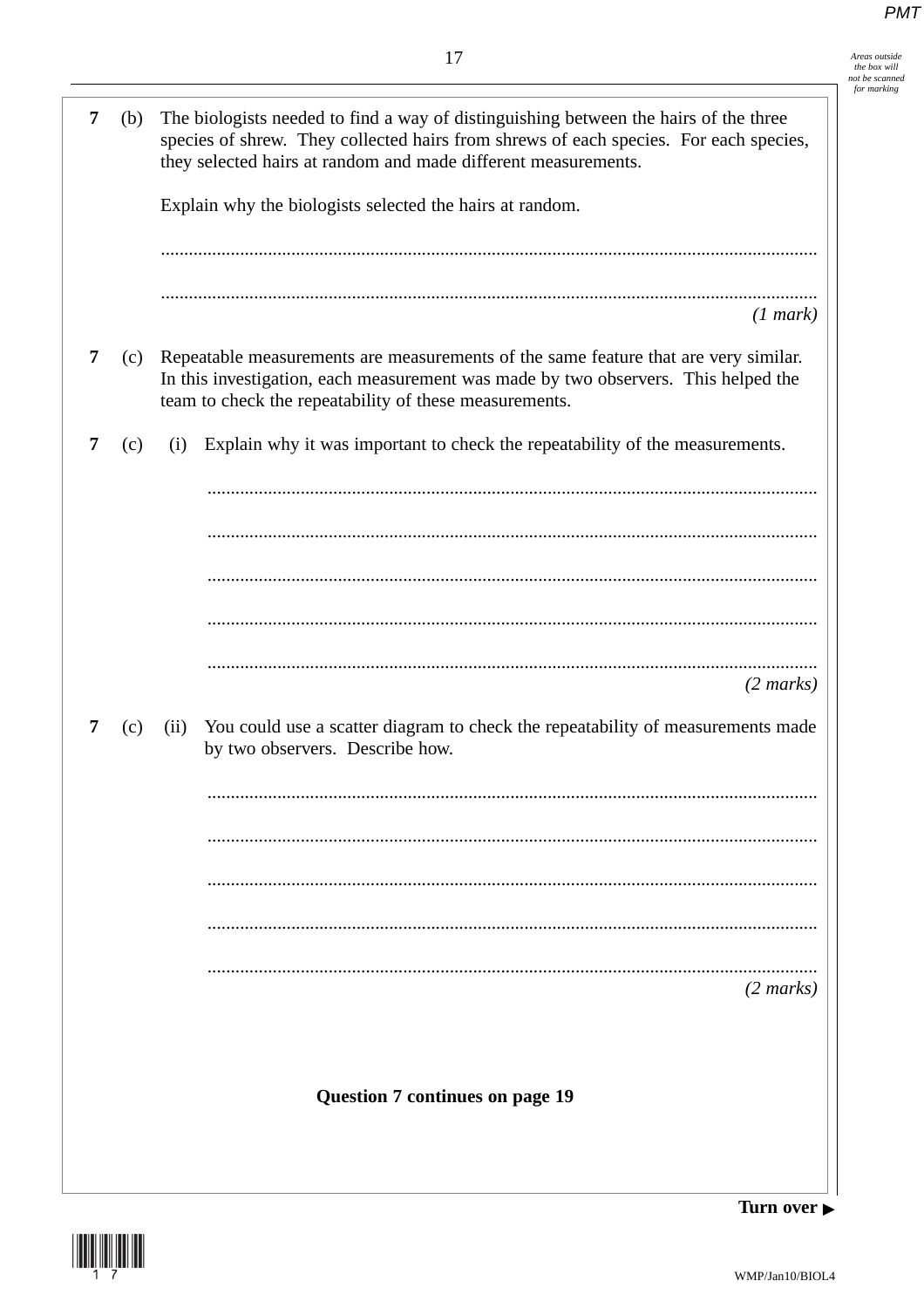**7 (b)** The biologists needed to find a way of distinguishing between the hairs of the three species of shrew. They collected hairs from shrews of each species. For each species, they selected hairs at random and made different measurements.

Explain why the biologists selected the hairs at random.

.............................................................................................................................................

.............................................................................................................................................

*(1 mark)*

**7 (c)** Repeatable measurements are measurements of the same feature that are very similar. In this investigation, each measurement was made by two observers. This helped the team to check the repeatability of these measurements.

**7 (c) (i)** Explain why it was important to check the repeatability of the measurements.

.............................................................................................................................................

.............................................................................................................................................

.............................................................................................................................................

.............................................................................................................................................

.............................................................................................................................................

*(2 marks)*

**7 (c) (ii)** You could use a scatter diagram to check the repeatability of measurements made by two observers. Describe how.

.............................................................................................................................................

.............................................................................................................................................

.............................................................................................................................................

.............................................................................................................................................

.............................................................................................................................................

*(2 marks)*

**Question 7 continues on page 19**

**Turn over ▶**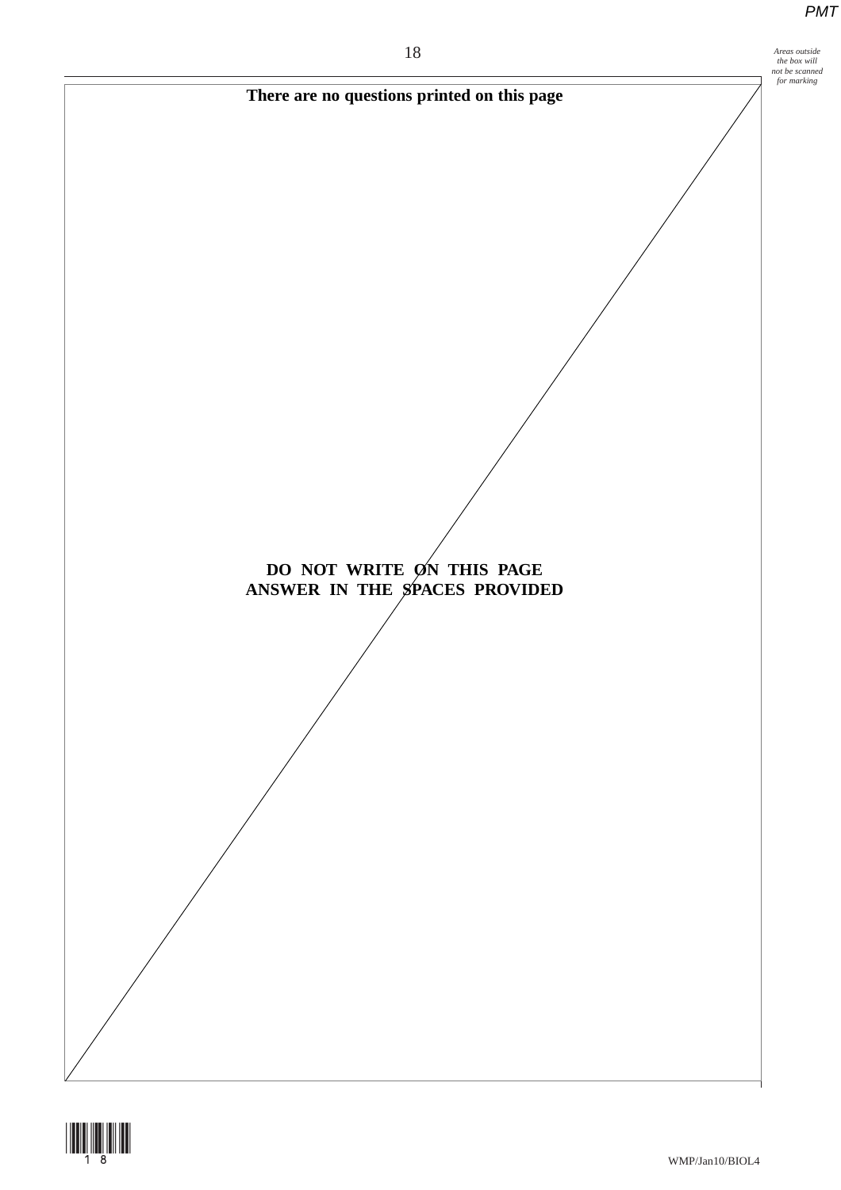**There are no questions printed on this page**

**DO NOT WRITE ON THIS PAGE**
**ANSWER IN THE SPACES PROVIDED**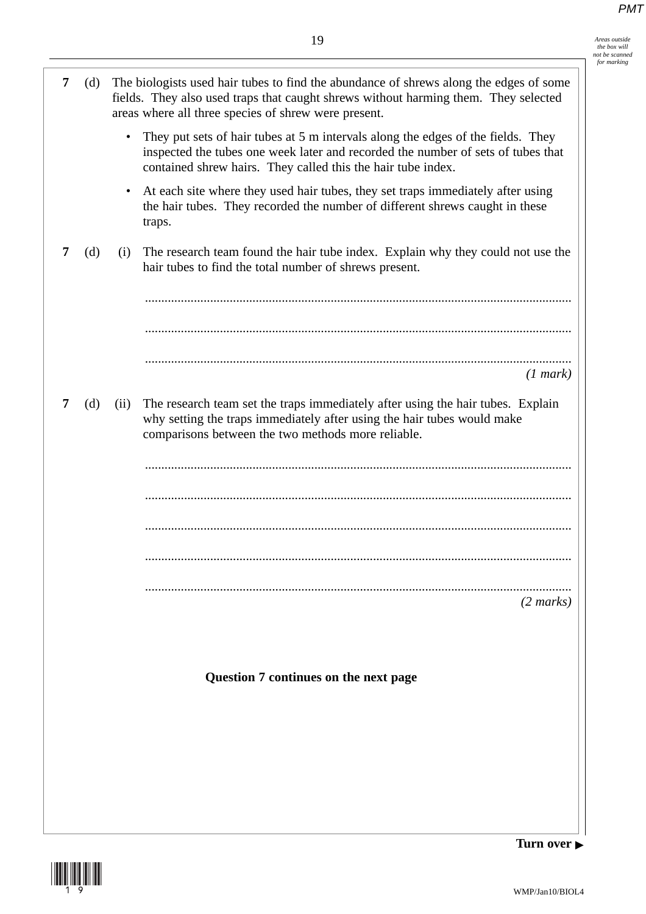**7 (d)** The biologists used hair tubes to find the abundance of shrews along the edges of some fields. They also used traps that caught shrews without harming them. They selected areas where all three species of shrew were present.

- They put sets of hair tubes at 5 m intervals along the edges of the fields. They inspected the tubes one week later and recorded the number of sets of tubes that contained shrew hairs. They called this the hair tube index.
- At each site where they used hair tubes, they set traps immediately after using the hair tubes. They recorded the number of different shrews caught in these traps.

**7 (d) (i)** The research team found the hair tube index. Explain why they could not use the hair tubes to find the total number of shrews present.

.............................................................................................................................

.............................................................................................................................

.............................................................................................................................

*(1 mark)*

**7 (d) (ii)** The research team set the traps immediately after using the hair tubes. Explain why setting the traps immediately after using the hair tubes would make comparisons between the two methods more reliable.

.............................................................................................................................

.............................................................................................................................

.............................................................................................................................

.............................................................................................................................

.............................................................................................................................

*(2 marks)*

**Question 7 continues on the next page**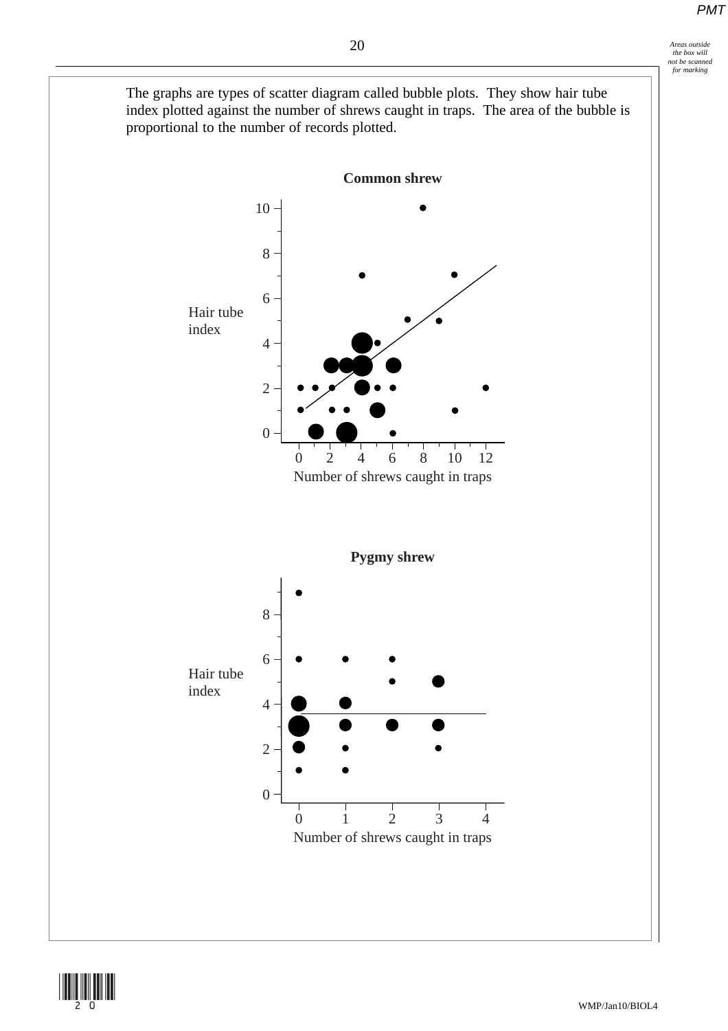The graphs are types of scatter diagram called bubble plots. They show hair tube index plotted against the number of shrews caught in traps. The area of the bubble is proportional to the number of records plotted.

**Common shrew**

Hair tube index

Number of shrews caught in traps

**Pygmy shrew**

Hair tube index

Number of shrews caught in traps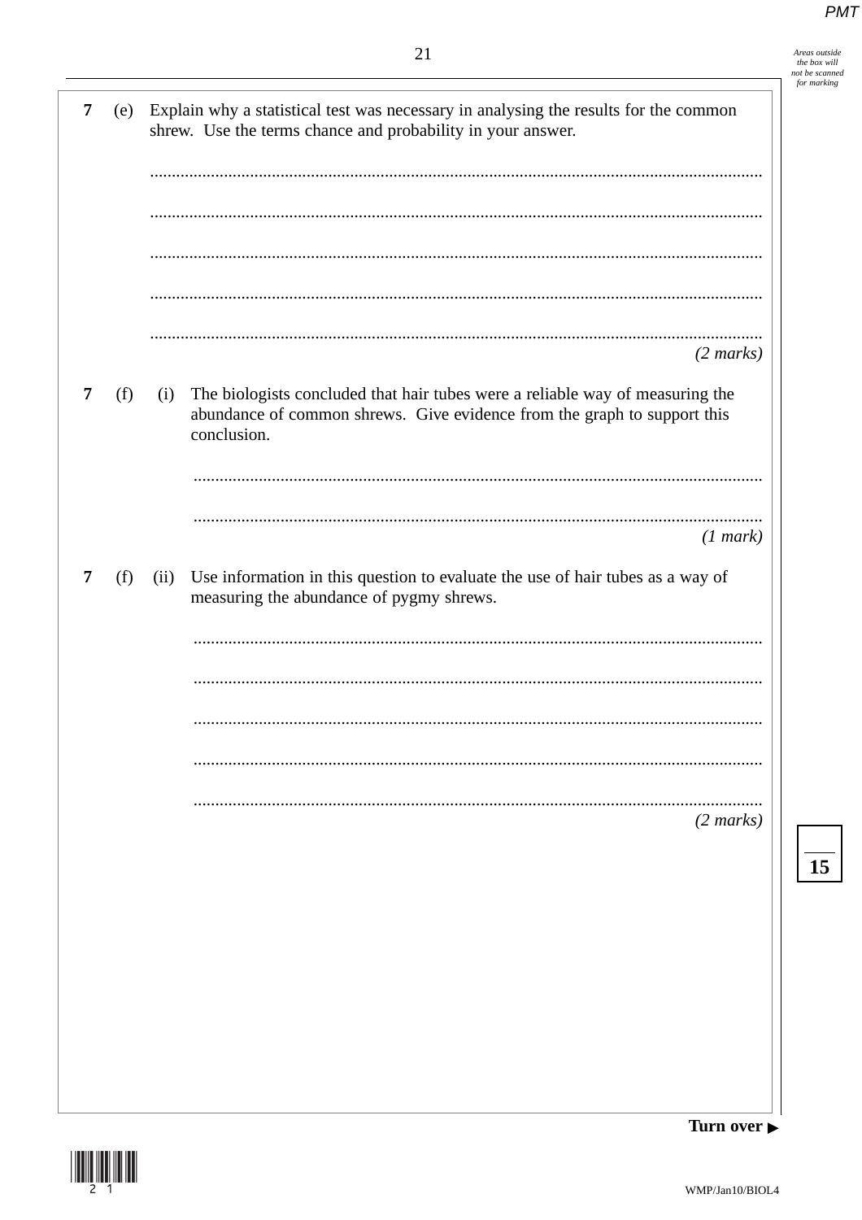**7** (e) Explain why a statistical test was necessary in analysing the results for the common shrew. Use the terms chance and probability in your answer.

.............................................................................................................................................

.............................................................................................................................................

.............................................................................................................................................

.............................................................................................................................................

.............................................................................................................................................

*(2 marks)*

**7** (f) (i) The biologists concluded that hair tubes were a reliable way of measuring the abundance of common shrews. Give evidence from the graph to support this conclusion.

.............................................................................................................................................

.............................................................................................................................................

*(1 mark)*

**7** (f) (ii) Use information in this question to evaluate the use of hair tubes as a way of measuring the abundance of pygmy shrews.

.............................................................................................................................................

.............................................................................................................................................

.............................................................................................................................................

.............................................................................................................................................

.............................................................................................................................................

*(2 marks)*

**Turn over ▶**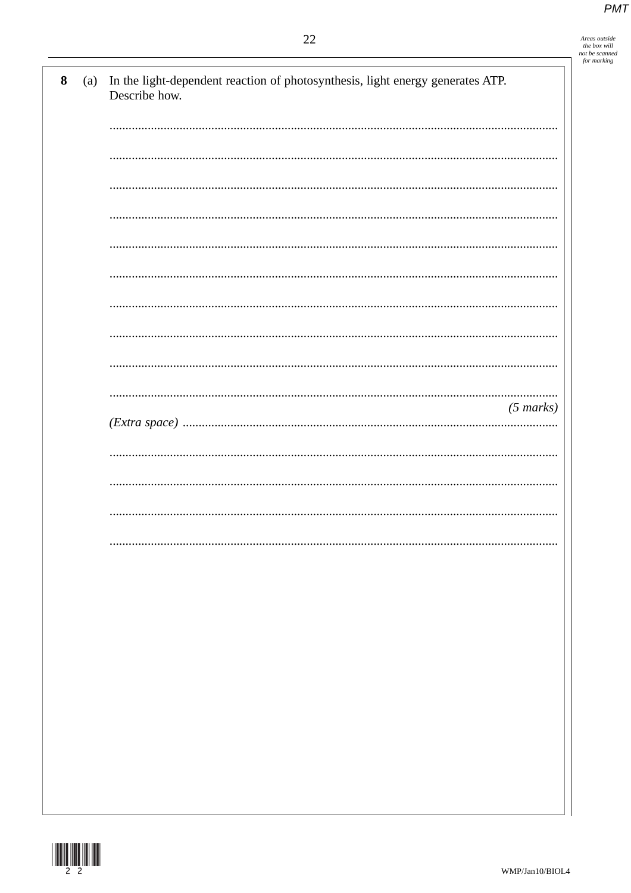**8** (a) In the light-dependent reaction of photosynthesis, light energy generates ATP. Describe how.

.......................................................................................................................................

.......................................................................................................................................

.......................................................................................................................................

.......................................................................................................................................

.......................................................................................................................................

.......................................................................................................................................

.......................................................................................................................................

.......................................................................................................................................

.......................................................................................................................................

.......................................................................................................................................

*(5 marks)*

*(Extra space)* .......................................................................................................

.......................................................................................................................................

.......................................................................................................................................

.......................................................................................................................................

.......................................................................................................................................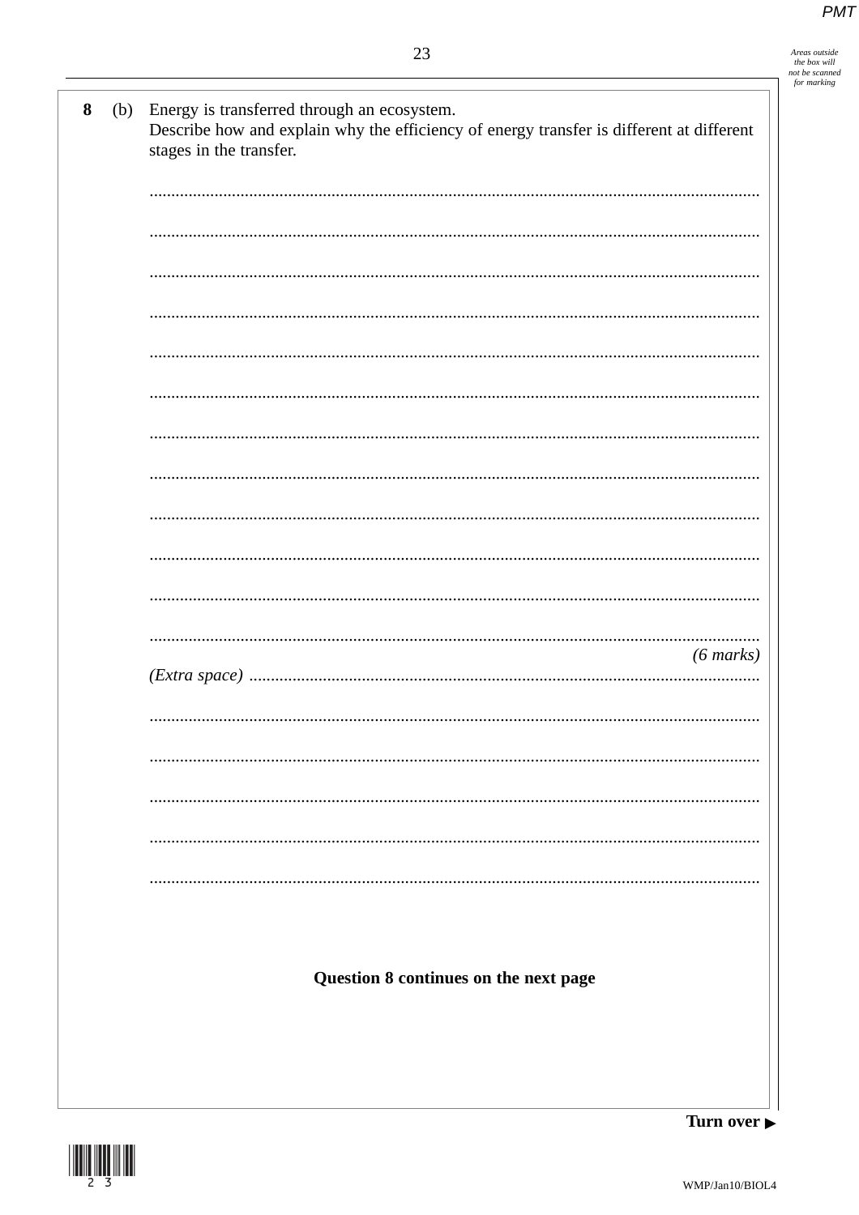**8** (b) Energy is transferred through an ecosystem.
Describe how and explain why the efficiency of energy transfer is different at different stages in the transfer.

.......................................................................................................................................

.......................................................................................................................................

.......................................................................................................................................

.......................................................................................................................................

.......................................................................................................................................

.......................................................................................................................................

.......................................................................................................................................

.......................................................................................................................................

.......................................................................................................................................

.......................................................................................................................................

.......................................................................................................................................

.......................................................................................................................................

*(6 marks)*

*(Extra space)* ..........................................................................................................

.......................................................................................................................................

.......................................................................................................................................

.......................................................................................................................................

.......................................................................................................................................

.......................................................................................................................................

**Question 8 continues on the next page**

**Turn over ▶**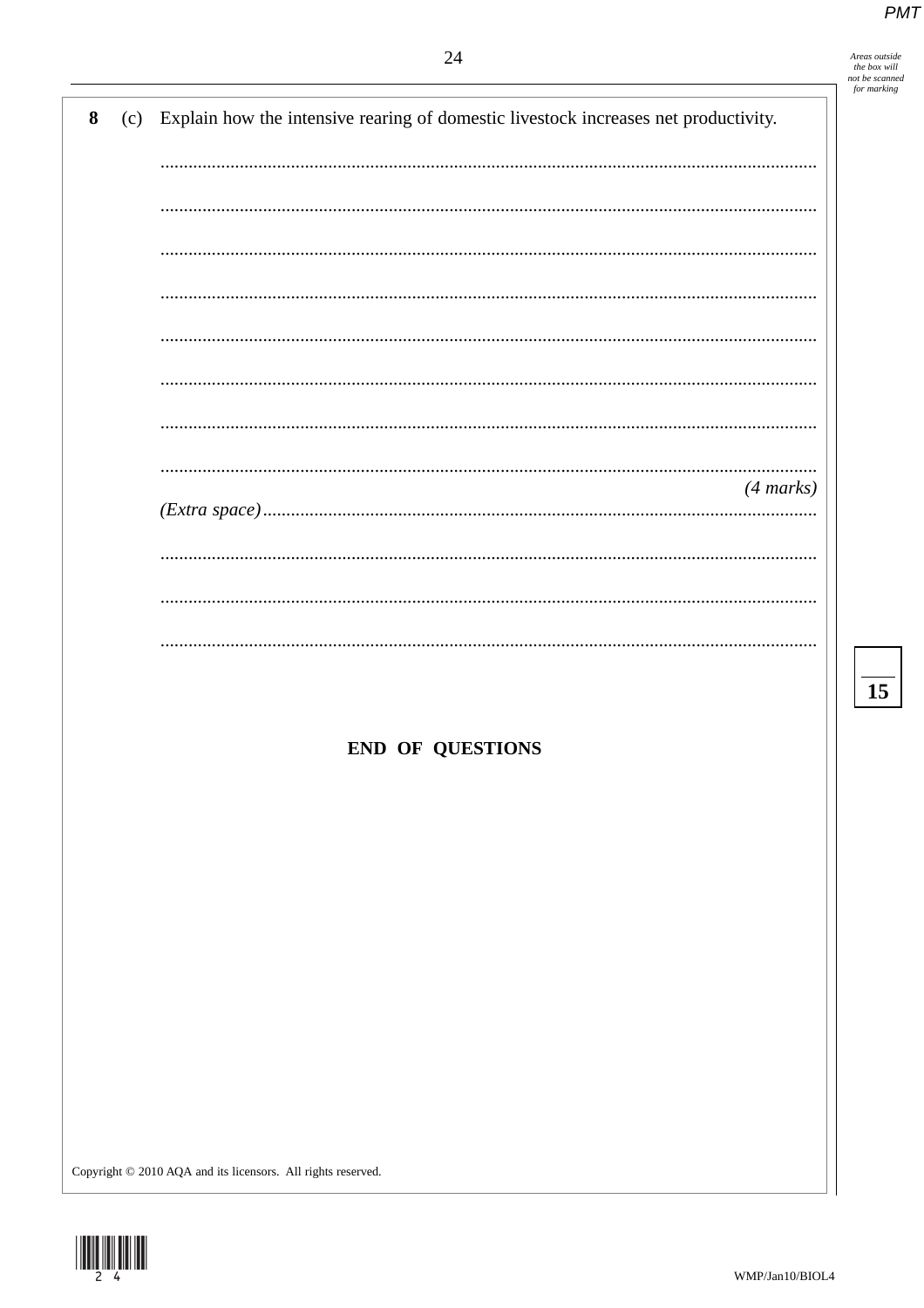**8** (c) Explain how the intensive rearing of domestic livestock increases net productivity.

..........................................................................................................................................

..........................................................................................................................................

..........................................................................................................................................

..........................................................................................................................................

..........................................................................................................................................

..........................................................................................................................................

..........................................................................................................................................

..........................................................................................................................................

*(4 marks)*

*(Extra space)* ..........................................................................................................................

..........................................................................................................................................

..........................................................................................................................................

..........................................................................................................................................

**15**

**END OF QUESTIONS**

Copyright © 2010 AQA and its licensors. All rights reserved.